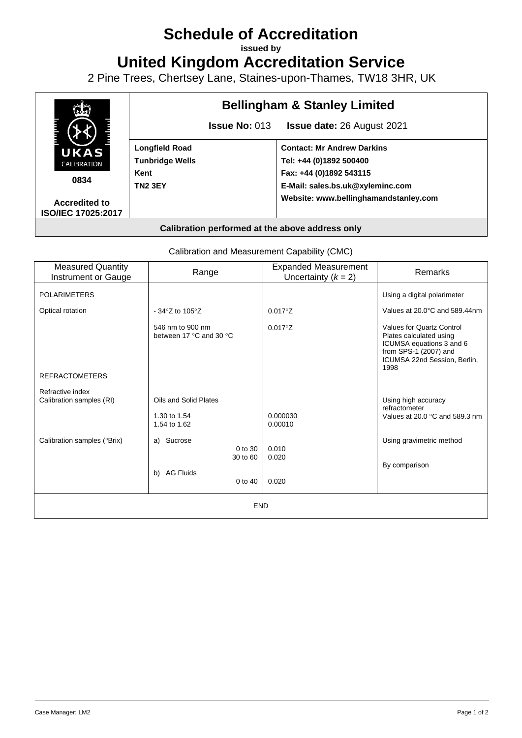# Schedule of Accreditation

**issued by**

# United Kingdom Accreditation Service

2 Pine Trees, Chertsey Lane, Staines-upon-Thames, TW18 3HR, UK

| UKAS CALIBRATION 0834 **Accredited to ISO/IEC 17025:2017** | **Bellingham & Stanley Limited** **Issue No:** 013 **Issue date:** 26 August 2021 | |
|---|---|---|
| | **Longfield Road** **Tunbridge Wells** **Kent** **TN2 3EY** | **Contact: Mr Andrew Darkins** **Tel: +44 (0)1892 500400** **Fax: +44 (0)1892 543115** **E-Mail: sales.bs.uk@xyleminc.com** **Website: www.bellinghamandstanley.com** |

**Calibration performed at the above address only**

Calibration and Measurement Capability (CMC)

| Measured Quantity Instrument or Gauge | Range | Expanded Measurement Uncertainty ($k$ = 2) | Remarks |
|---|---|---|---|
| POLARIMETERS | | | Using a digital polarimeter |
| Optical rotation | - 34°Z to 105°Z | 0.017°Z | Values at 20.0°C and 589.44nm |
| | 546 nm to 900 nm between 17 °C and 30 °C | 0.017°Z | Values for Quartz Control Plates calculated using ICUMSA equations 3 and 6 from SPS-1 (2007) and ICUMSA 22nd Session, Berlin, 1998 |
| REFRACTOMETERS | | | |
| Refractive index Calibration samples (RI) | Oils and Solid Plates | | Using high accuracy refractometer |
| | 1.30 to 1.54 | 0.000030 | Values at 20.0 °C and 589.3 nm |
| | 1.54 to 1.62 | 0.00010 | |
| Calibration samples (°Brix) | a) Sucrose | | Using gravimetric method |
| | 0 to 30 | 0.010 | |
| | 30 to 60 | 0.020 | |
| | b) AG Fluids | | By comparison |
| | 0 to 40 | 0.020 | |
| END | | | |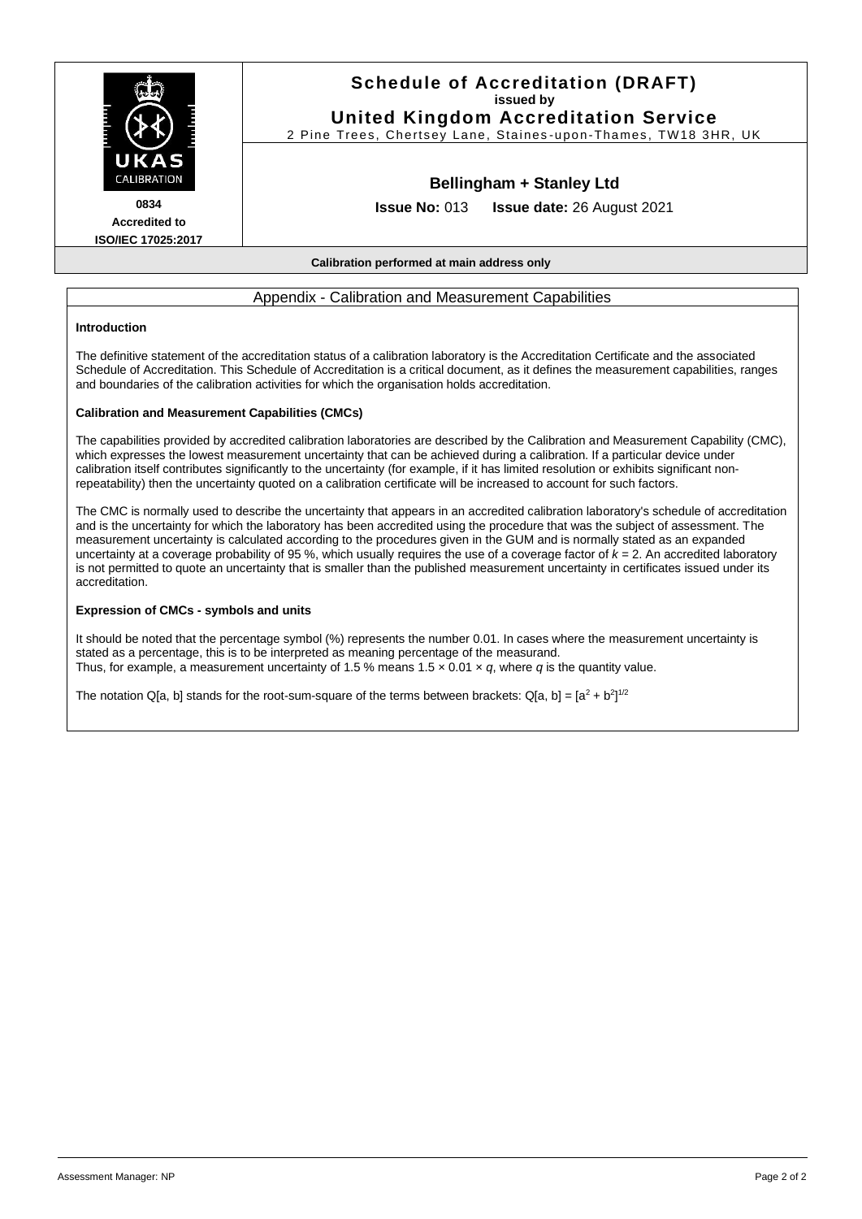# Schedule of Accreditation (DRAFT)

issued by

## United Kingdom Accreditation Service

2 Pine Trees, Chertsey Lane, Staines-upon-Thames, TW18 3HR, UK

UKAS CALIBRATION

**0834**

**Accredited to ISO/IEC 17025:2017**

## Bellingham + Stanley Ltd

**Issue No:** 013 **Issue date:** 26 August 2021

**Calibration performed at main address only**

## Appendix - Calibration and Measurement Capabilities

### Introduction

The definitive statement of the accreditation status of a calibration laboratory is the Accreditation Certificate and the associated Schedule of Accreditation. This Schedule of Accreditation is a critical document, as it defines the measurement capabilities, ranges and boundaries of the calibration activities for which the organisation holds accreditation.

### Calibration and Measurement Capabilities (CMCs)

The capabilities provided by accredited calibration laboratories are described by the Calibration and Measurement Capability (CMC), which expresses the lowest measurement uncertainty that can be achieved during a calibration. If a particular device under calibration itself contributes significantly to the uncertainty (for example, if it has limited resolution or exhibits significant non-repeatability) then the uncertainty quoted on a calibration certificate will be increased to account for such factors.

The CMC is normally used to describe the uncertainty that appears in an accredited calibration laboratory's schedule of accreditation and is the uncertainty for which the laboratory has been accredited using the procedure that was the subject of assessment. The measurement uncertainty is calculated according to the procedures given in the GUM and is normally stated as an expanded uncertainty at a coverage probability of 95 %, which usually requires the use of a coverage factor of $k = 2$. An accredited laboratory is not permitted to quote an uncertainty that is smaller than the published measurement uncertainty in certificates issued under its accreditation.

### Expression of CMCs - symbols and units

It should be noted that the percentage symbol (%) represents the number 0.01. In cases where the measurement uncertainty is stated as a percentage, this is to be interpreted as meaning percentage of the measurand.
Thus, for example, a measurement uncertainty of 1.5 % means $1.5 \times 0.01 \times q$, where $q$ is the quantity value.

The notation Q[a, b] stands for the root-sum-square of the terms between brackets: $Q[a, b] = [a^2 + b^2]^{1/2}$

Assessment Manager: NP